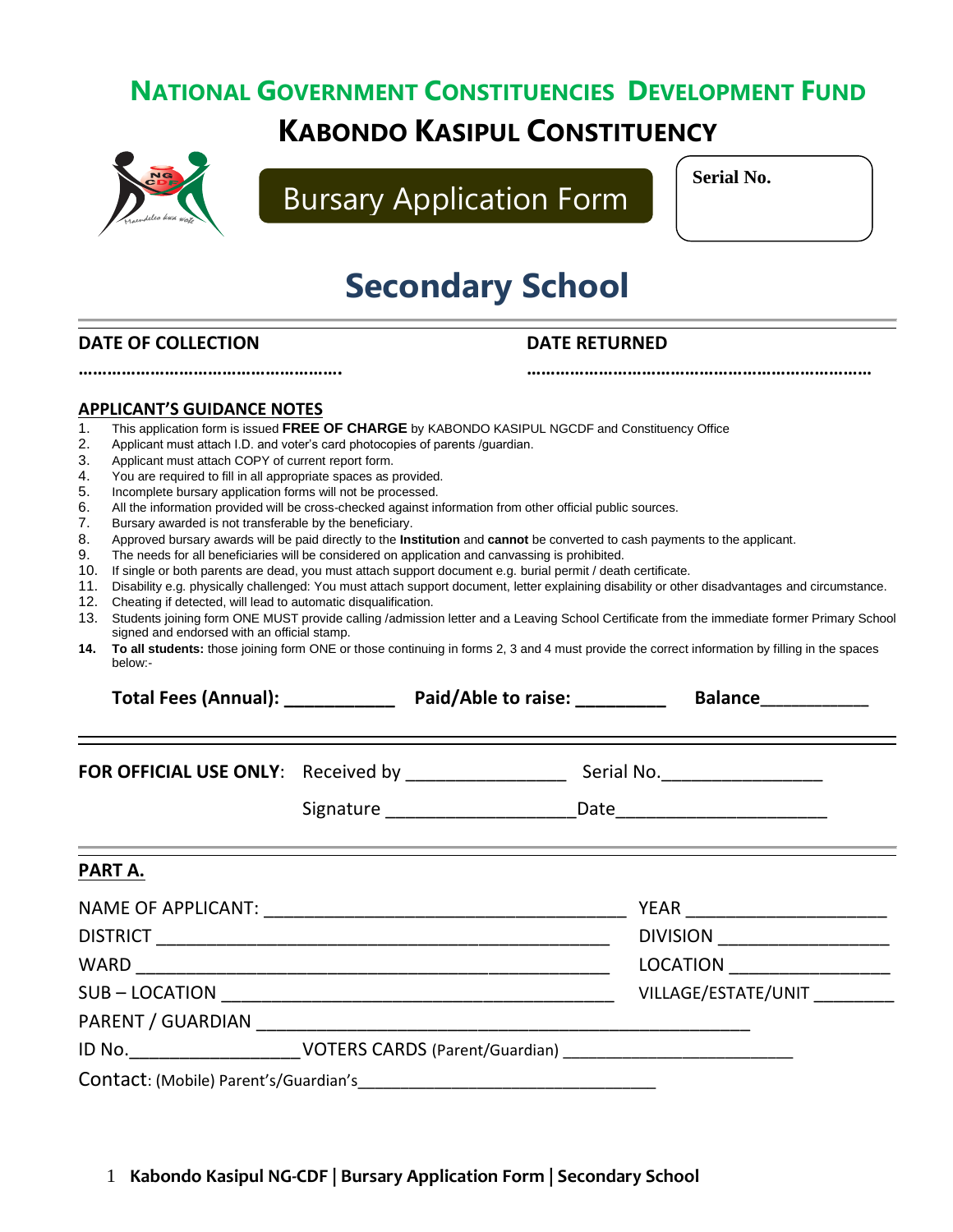# NATIONAL GOVERNMENT CONSTITUENCIES DEVELOPMENT FUND

## KABONDO KASIPUL CONSTITUENCY

Bursary Application Form

**Serial No.**

# Secondary School

**DATE OF COLLECTION** ……………………………………………….

**DATE RETURNED** ……………………………………………………………

**APPLICANT'S GUIDANCE NOTES**

1. This application form is issued **FREE OF CHARGE** by KABONDO KASIPUL NGCDF and Constituency Office
2. Applicant must attach I.D. and voter's card photocopies of parents /guardian.
3. Applicant must attach COPY of current report form.
4. You are required to fill in all appropriate spaces as provided.
5. Incomplete bursary application forms will not be processed.
6. All the information provided will be cross-checked against information from other official public sources.
7. Bursary awarded is not transferable by the beneficiary.
8. Approved bursary awards will be paid directly to the **Institution** and **cannot** be converted to cash payments to the applicant.
9. The needs for all beneficiaries will be considered on application and canvassing is prohibited.
10. If single or both parents are dead, you must attach support document e.g. burial permit / death certificate.
11. Disability e.g. physically challenged: You must attach support document, letter explaining disability or other disadvantages and circumstance.
12. Cheating if detected, will lead to automatic disqualification.
13. Students joining form ONE MUST provide calling /admission letter and a Leaving School Certificate from the immediate former Primary School signed and endorsed with an official stamp.
14. **To all students:** those joining form ONE or those continuing in forms 2, 3 and 4 must provide the correct information by filling in the spaces below:-

**Total Fees (Annual): ___________ Paid/Able to raise: _________ Balance___________**

**FOR OFFICIAL USE ONLY**: Received by ________________ Serial No.________________

Signature __________________Date_____________________

**PART A.**

NAME OF APPLICANT: ____________________________________ YEAR ____________________

DISTRICT _____________________________________________ DIVISION _________________

WARD ________________________________________________ LOCATION ________________

SUB – LOCATION _______________________________________ VILLAGE/ESTATE/UNIT ________

PARENT / GUARDIAN _________________________________________________

ID No._________________VOTERS CARDS (Parent/Guardian) ________________________

Contact: (Mobile) Parent's/Guardian's_______________________________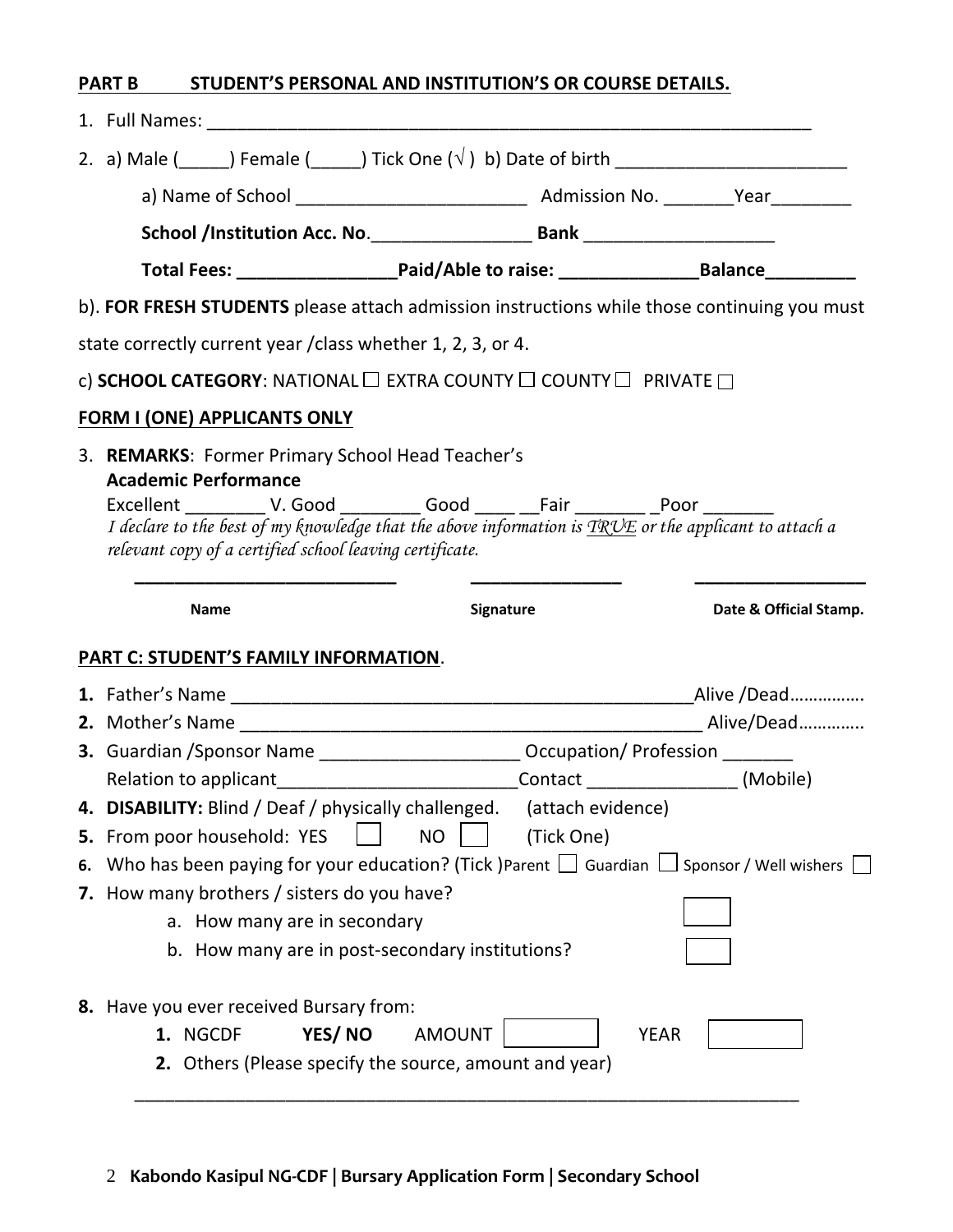## PART B STUDENT'S PERSONAL AND INSTITUTION'S OR COURSE DETAILS.

1. Full Names: ________________________________________________________________
2. a) Male (_____) Female (_____) Tick One (√ ) b) Date of birth _______________________

   a) Name of School _______________________ Admission No. _______Year________

   **School /Institution Acc. No**.________________ **Bank** ___________________

   **Total Fees: ________________Paid/Able to raise: ______________Balance_________**

b). **FOR FRESH STUDENTS** please attach admission instructions while those continuing you must state correctly current year /class whether 1, 2, 3, or 4.

c) **SCHOOL CATEGORY**: NATIONAL ☐ EXTRA COUNTY ☐ COUNTY ☐ PRIVATE ☐

**FORM I (ONE) APPLICANTS ONLY**

3. **REMARKS**: Former Primary School Head Teacher's
   **Academic Performance**
   Excellent ________ V. Good ________ Good ____ __Fair _______ _Poor _______
   *I declare to the best of my knowledge that the above information is TRUE or the applicant to attach a relevant copy of a certified school leaving certificate.*

| ___________________________ | ________________ | __________________ |
|---|---|---|
| **Name** | **Signature** | **Date & Official Stamp.** |

**PART C: STUDENT'S FAMILY INFORMATION**.

1. Father's Name _________________________________________________Alive /Dead…………….
2. Mother's Name _________________________________________________ Alive/Dead…………..
3. Guardian /Sponsor Name ____________________ Occupation/ Profession _______
   Relation to applicant_______________________Contact ______________ (Mobile)
4. **DISABILITY:** Blind / Deaf / physically challenged. (attach evidence)
5. From poor household: YES ☐ NO ☐ (Tick One)
6. Who has been paying for your education? (Tick )Parent ☐ Guardian ☐ Sponsor / Well wishers ☐
7. How many brothers / sisters do you have?
   a. How many are in secondary ☐
   b. How many are in post-secondary institutions? ☐
8. Have you ever received Bursary from:
   1. NGCDF **YES/ NO** AMOUNT ☐ YEAR ☐
   2. Others (Please specify the source, amount and year)

   ____________________________________________________________________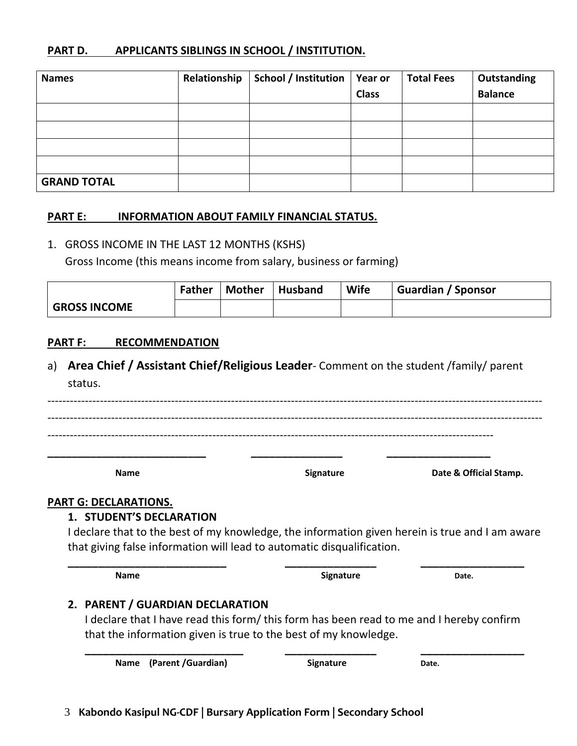## PART D. APPLICANTS SIBLINGS IN SCHOOL / INSTITUTION.

| Names | Relationship | School / Institution | Year or Class | Total Fees | Outstanding Balance |
|---|---|---|---|---|---|
| | | | | | |
| | | | | | |
| | | | | | |
| | | | | | |
| **GRAND TOTAL** | | | | | |

## PART E: INFORMATION ABOUT FAMILY FINANCIAL STATUS.

1. GROSS INCOME IN THE LAST 12 MONTHS (KSHS)
   Gross Income (this means income from salary, business or farming)

| | Father | Mother | Husband | Wife | Guardian / Sponsor |
|---|---|---|---|---|---|
| **GROSS INCOME** | | | | | |

## PART F: RECOMMENDATION

a) **Area Chief / Assistant Chief/Religious Leader**- Comment on the student /family/ parent status.

-----------------------------------------------------------------------------------------------------------------------------------

-----------------------------------------------------------------------------------------------------------------------------------

--------------------------------------------------------------------------------------------------------------------

______________________________ ________________ __________________

**Name** **Signature** **Date & Official Stamp.**

## PART G: DECLARATIONS.

### 1. STUDENT'S DECLARATION

I declare that to the best of my knowledge, the information given herein is true and I am aware that giving false information will lead to automatic disqualification.

______________________________ ________________ __________________

**Name** **Signature** **Date.**

### 2. PARENT / GUARDIAN DECLARATION

I declare that I have read this form/ this form has been read to me and I hereby confirm that the information given is true to the best of my knowledge.

______________________________ ________________ __________________

**Name (Parent /Guardian)** **Signature** **Date.**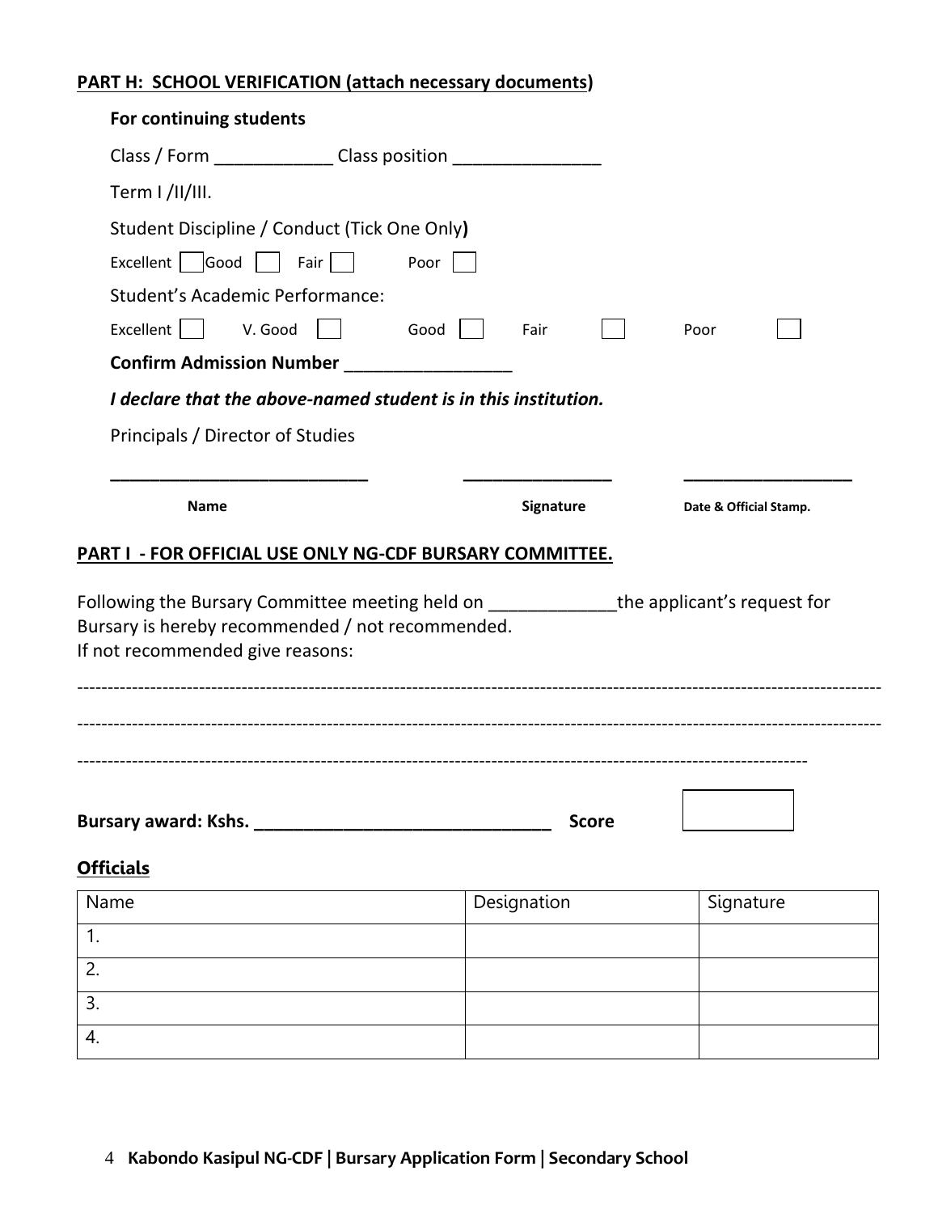## PART H: SCHOOL VERIFICATION (attach necessary documents)

**For continuing students**

Class / Form ____________ Class position _______________

Term I /II/III.

Student Discipline / Conduct (Tick One Only**)**

Excellent ☐ Good ☐ Fair ☐ Poor ☐

Student's Academic Performance:

Excellent ☐ V. Good ☐ Good ☐ Fair ☐ Poor ☐

**Confirm Admission Number _________________**

***I declare that the above-named student is in this institution.***

Principals / Director of Studies

| **Name** | **Signature** | **Date & Official Stamp.** |
| --- | --- | --- |
| ___________________________ | ________________ | __________________ |

## PART I - FOR OFFICIAL USE ONLY NG-CDF BURSARY COMMITTEE.

Following the Bursary Committee meeting held on _____________the applicant's request for Bursary is hereby recommended / not recommended.
If not recommended give reasons:

--------------------------------------------------------------------------------------------------------------------------------

--------------------------------------------------------------------------------------------------------------------------------

----------------------------------------------------------------------------------------------------------------------

**Bursary award: Kshs. _______________________________ Score** ☐

**Officials**

| Name | Designation | Signature |
| --- | --- | --- |
| 1. | | |
| 2. | | |
| 3. | | |
| 4. | | |